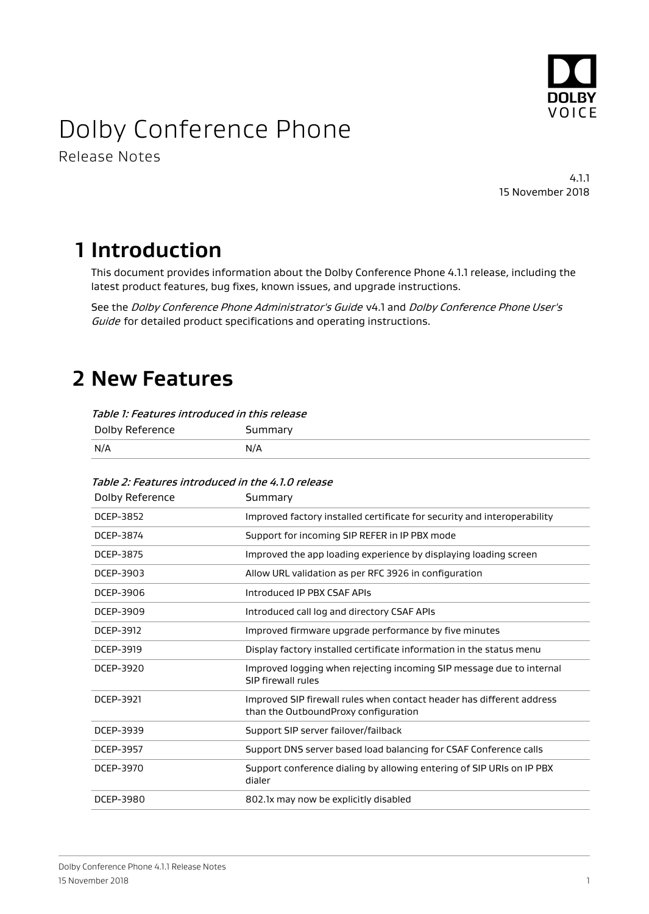# Dolby Conference Phone

Release Notes

4.1.1
15 November 2018

## 1 Introduction

This document provides information about the Dolby Conference Phone 4.1.1 release, including the latest product features, bug fixes, known issues, and upgrade instructions.

See the *Dolby Conference Phone Administrator's Guide* v4.1 and *Dolby Conference Phone User's Guide* for detailed product specifications and operating instructions.

## 2 New Features

*Table 1: Features introduced in this release*

| Dolby Reference | Summary |
|---|---|
| N/A | N/A |

*Table 2: Features introduced in the 4.1.0 release*

| Dolby Reference | Summary |
|---|---|
| DCEP-3852 | Improved factory installed certificate for security and interoperability |
| DCEP-3874 | Support for incoming SIP REFER in IP PBX mode |
| DCEP-3875 | Improved the app loading experience by displaying loading screen |
| DCEP-3903 | Allow URL validation as per RFC 3926 in configuration |
| DCEP-3906 | Introduced IP PBX CSAF APIs |
| DCEP-3909 | Introduced call log and directory CSAF APIs |
| DCEP-3912 | Improved firmware upgrade performance by five minutes |
| DCEP-3919 | Display factory installed certificate information in the status menu |
| DCEP-3920 | Improved logging when rejecting incoming SIP message due to internal SIP firewall rules |
| DCEP-3921 | Improved SIP firewall rules when contact header has different address than the OutboundProxy configuration |
| DCEP-3939 | Support SIP server failover/failback |
| DCEP-3957 | Support DNS server based load balancing for CSAF Conference calls |
| DCEP-3970 | Support conference dialing by allowing entering of SIP URIs on IP PBX dialer |
| DCEP-3980 | 802.1x may now be explicitly disabled |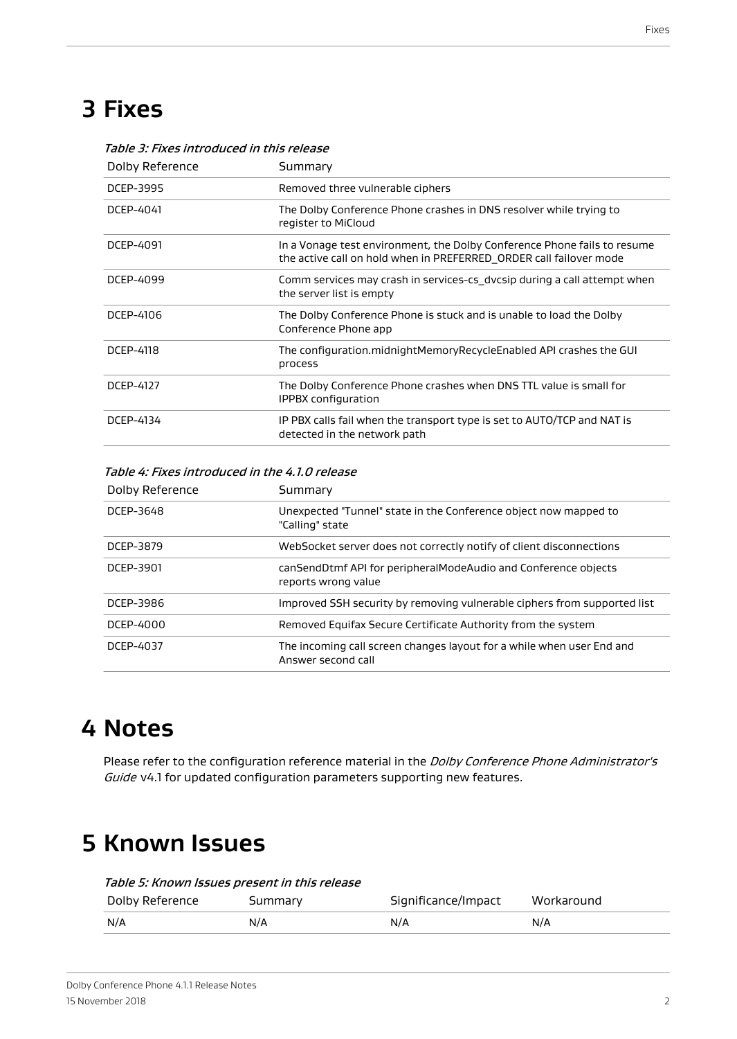# 3 Fixes

*Table 3: Fixes introduced in this release*

| Dolby Reference | Summary |
|---|---|
| DCEP-3995 | Removed three vulnerable ciphers |
| DCEP-4041 | The Dolby Conference Phone crashes in DNS resolver while trying to register to MiCloud |
| DCEP-4091 | In a Vonage test environment, the Dolby Conference Phone fails to resume the active call on hold when in PREFERRED_ORDER call failover mode |
| DCEP-4099 | Comm services may crash in services-cs_dvcsip during a call attempt when the server list is empty |
| DCEP-4106 | The Dolby Conference Phone is stuck and is unable to load the Dolby Conference Phone app |
| DCEP-4118 | The configuration.midnightMemoryRecycleEnabled API crashes the GUI process |
| DCEP-4127 | The Dolby Conference Phone crashes when DNS TTL value is small for IPPBX configuration |
| DCEP-4134 | IP PBX calls fail when the transport type is set to AUTO/TCP and NAT is detected in the network path |

*Table 4: Fixes introduced in the 4.1.0 release*

| Dolby Reference | Summary |
|---|---|
| DCEP-3648 | Unexpected "Tunnel" state in the Conference object now mapped to "Calling" state |
| DCEP-3879 | WebSocket server does not correctly notify of client disconnections |
| DCEP-3901 | canSendDtmf API for peripheralModeAudio and Conference objects reports wrong value |
| DCEP-3986 | Improved SSH security by removing vulnerable ciphers from supported list |
| DCEP-4000 | Removed Equifax Secure Certificate Authority from the system |
| DCEP-4037 | The incoming call screen changes layout for a while when user End and Answer second call |

# 4 Notes

Please refer to the configuration reference material in the *Dolby Conference Phone Administrator's Guide* v4.1 for updated configuration parameters supporting new features.

# 5 Known Issues

*Table 5: Known Issues present in this release*

| Dolby Reference | Summary | Significance/Impact | Workaround |
|---|---|---|---|
| N/A | N/A | N/A | N/A |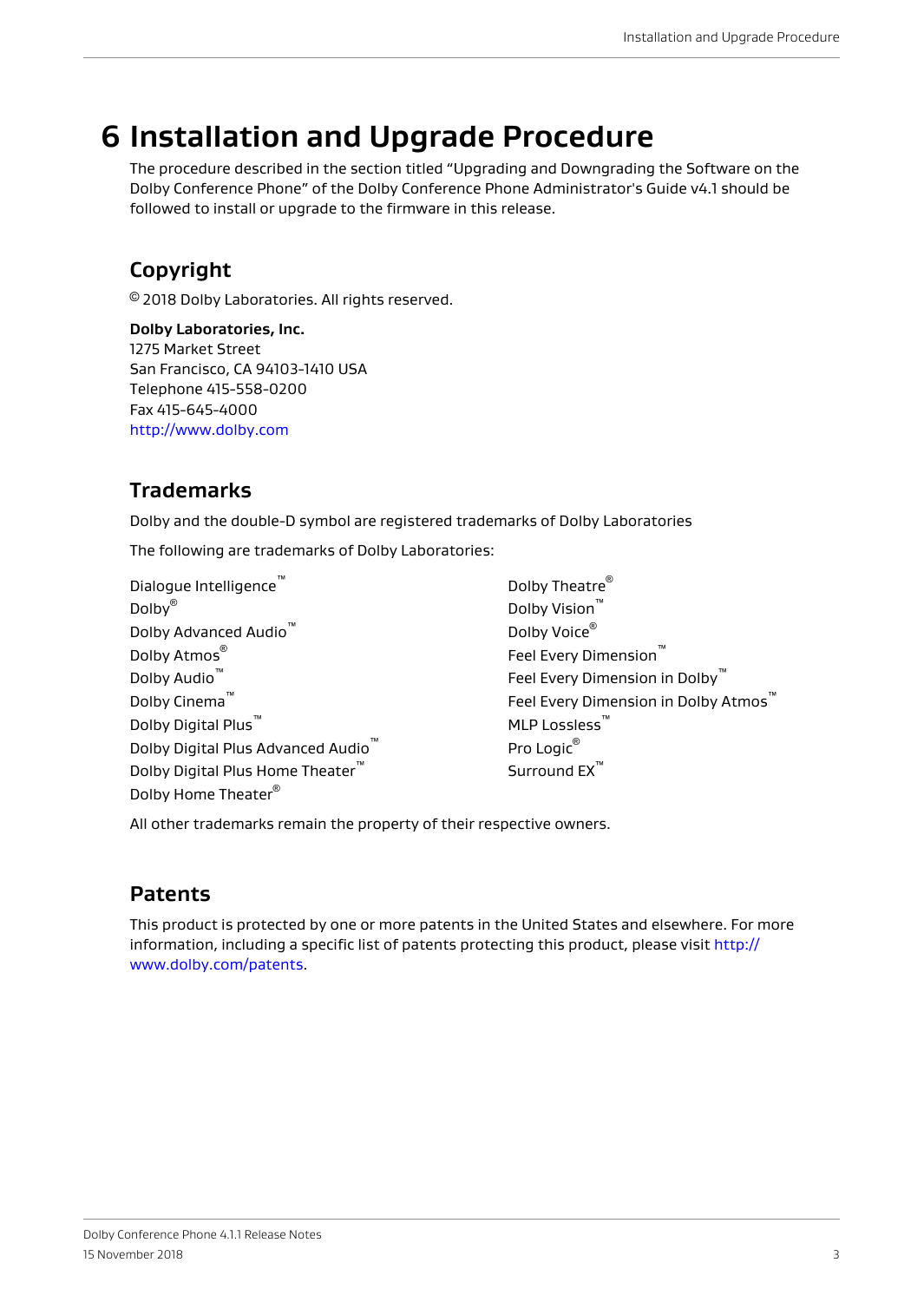# 6 Installation and Upgrade Procedure

The procedure described in the section titled “Upgrading and Downgrading the Software on the Dolby Conference Phone” of the Dolby Conference Phone Administrator's Guide v4.1 should be followed to install or upgrade to the firmware in this release.

## Copyright

© 2018 Dolby Laboratories. All rights reserved.

**Dolby Laboratories, Inc.**
1275 Market Street
San Francisco, CA 94103-1410 USA
Telephone 415-558-0200
Fax 415-645-4000
http://www.dolby.com

## Trademarks

Dolby and the double-D symbol are registered trademarks of Dolby Laboratories

The following are trademarks of Dolby Laboratories:

Dialogue Intelligence™
Dolby®
Dolby Advanced Audio™
Dolby Atmos®
Dolby Audio™
Dolby Cinema™
Dolby Digital Plus™
Dolby Digital Plus Advanced Audio™
Dolby Digital Plus Home Theater™
Dolby Home Theater®
Dolby Theatre®
Dolby Vision™
Dolby Voice®
Feel Every Dimension™
Feel Every Dimension in Dolby™
Feel Every Dimension in Dolby Atmos™
MLP Lossless™
Pro Logic®
Surround EX™

All other trademarks remain the property of their respective owners.

## Patents

This product is protected by one or more patents in the United States and elsewhere. For more information, including a specific list of patents protecting this product, please visit http://www.dolby.com/patents.